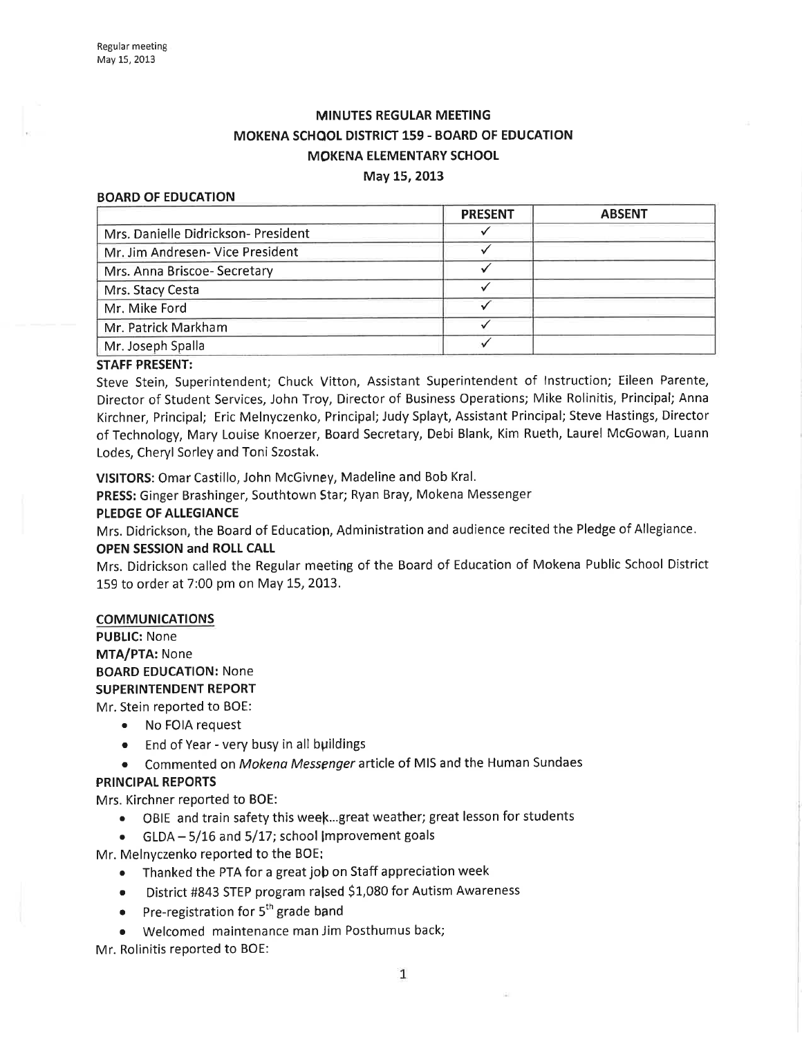# MINUTES REGULAR MEETING
## MOKENA SCHOOL DISTRICT 159 - BOARD OF EDUCATION
## MOKENA ELEMENTARY SCHOOL
## May 15, 2013

**BOARD OF EDUCATION**

| | PRESENT | ABSENT |
|---|---|---|
| Mrs. Danielle Didrickson- President | ✓ | |
| Mr. Jim Andresen- Vice President | ✓ | |
| Mrs. Anna Briscoe- Secretary | ✓ | |
| Mrs. Stacy Cesta | ✓ | |
| Mr. Mike Ford | ✓ | |
| Mr. Patrick Markham | ✓ | |
| Mr. Joseph Spalla | ✓ | |

**STAFF PRESENT:**
Steve Stein, Superintendent; Chuck Vitton, Assistant Superintendent of Instruction; Eileen Parente, Director of Student Services, John Troy, Director of Business Operations; Mike Rolinitis, Principal; Anna Kirchner, Principal; Eric Melnyczenko, Principal; Judy Splayt, Assistant Principal; Steve Hastings, Director of Technology, Mary Louise Knoerzer, Board Secretary, Debi Blank, Kim Rueth, Laurel McGowan, Luann Lodes, Cheryl Sorley and Toni Szostak.

**VISITORS:** Omar Castillo, John McGivney, Madeline and Bob Kral.

**PRESS:** Ginger Brashinger, Southtown Star; Ryan Bray, Mokena Messenger

**PLEDGE OF ALLEGIANCE**

Mrs. Didrickson, the Board of Education, Administration and audience recited the Pledge of Allegiance.

**OPEN SESSION and ROLL CALL**

Mrs. Didrickson called the Regular meeting of the Board of Education of Mokena Public School District 159 to order at 7:00 pm on May 15, 2013.

**COMMUNICATIONS**

**PUBLIC:** None

**MTA/PTA:** None

**BOARD EDUCATION:** None

**SUPERINTENDENT REPORT**

Mr. Stein reported to BOE:

- No FOIA request
- End of Year - very busy in all buildings
- Commented on *Mokena Messenger* article of MIS and the Human Sundaes

**PRINCIPAL REPORTS**

Mrs. Kirchner reported to BOE:

- OBIE and train safety this week...great weather; great lesson for students
- GLDA – 5/16 and 5/17; school improvement goals

Mr. Melnyczenko reported to the BOE:

- Thanked the PTA for a great job on Staff appreciation week
- District #843 STEP program raised $1,080 for Autism Awareness
- Pre-registration for 5th grade band
- Welcomed maintenance man Jim Posthumus back;

Mr. Rolinitis reported to BOE: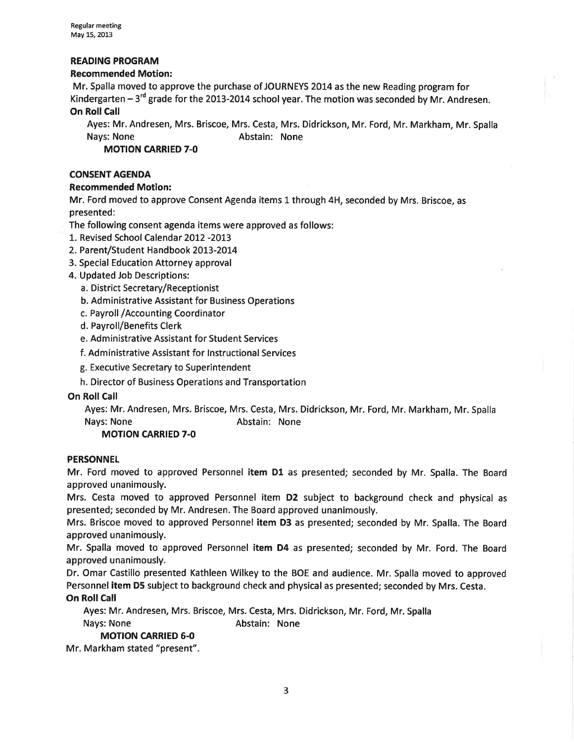**READING PROGRAM**

**Recommended Motion:**

Mr. Spalla moved to approve the purchase of JOURNEYS 2014 as the new Reading program for Kindergarten – 3rd grade for the 2013-2014 school year. The motion was seconded by Mr. Andresen.

**On Roll Call**

Ayes: Mr. Andresen, Mrs. Briscoe, Mrs. Cesta, Mrs. Didrickson, Mr. Ford, Mr. Markham, Mr. Spalla
Nays: None Abstain: None

**MOTION CARRIED 7-0**

**CONSENT AGENDA**

**Recommended Motion:**

Mr. Ford moved to approve Consent Agenda items 1 through 4H, seconded by Mrs. Briscoe, as presented:

The following consent agenda items were approved as follows:

1. Revised School Calendar 2012 -2013
2. Parent/Student Handbook 2013-2014
3. Special Education Attorney approval
4. Updated Job Descriptions:
   a. District Secretary/Receptionist
   b. Administrative Assistant for Business Operations
   c. Payroll /Accounting Coordinator
   d. Payroll/Benefits Clerk
   e. Administrative Assistant for Student Services
   f. Administrative Assistant for Instructional Services
   g. Executive Secretary to Superintendent
   h. Director of Business Operations and Transportation

**On Roll Call**

Ayes: Mr. Andresen, Mrs. Briscoe, Mrs. Cesta, Mrs. Didrickson, Mr. Ford, Mr. Markham, Mr. Spalla
Nays: None Abstain: None

**MOTION CARRIED 7-0**

**PERSONNEL**

Mr. Ford moved to approved Personnel **item D1** as presented; seconded by Mr. Spalla. The Board approved unanimously.

Mrs. Cesta moved to approved Personnel item **D2** subject to background check and physical as presented; seconded by Mr. Andresen. The Board approved unanimously.

Mrs. Briscoe moved to approved Personnel **item D3** as presented; seconded by Mr. Spalla. The Board approved unanimously.

Mr. Spalla moved to approved Personnel **item D4** as presented; seconded by Mr. Ford. The Board approved unanimously.

Dr. Omar Castillo presented Kathleen Wilkey to the BOE and audience. Mr. Spalla moved to approved Personnel **item D5** subject to background check and physical as presented; seconded by Mrs. Cesta.

**On Roll Call**

Ayes: Mr. Andresen, Mrs. Briscoe, Mrs. Cesta, Mrs. Didrickson, Mr. Ford, Mr. Spalla
Nays: None Abstain: None

**MOTION CARRIED 6-0**

Mr. Markham stated "present".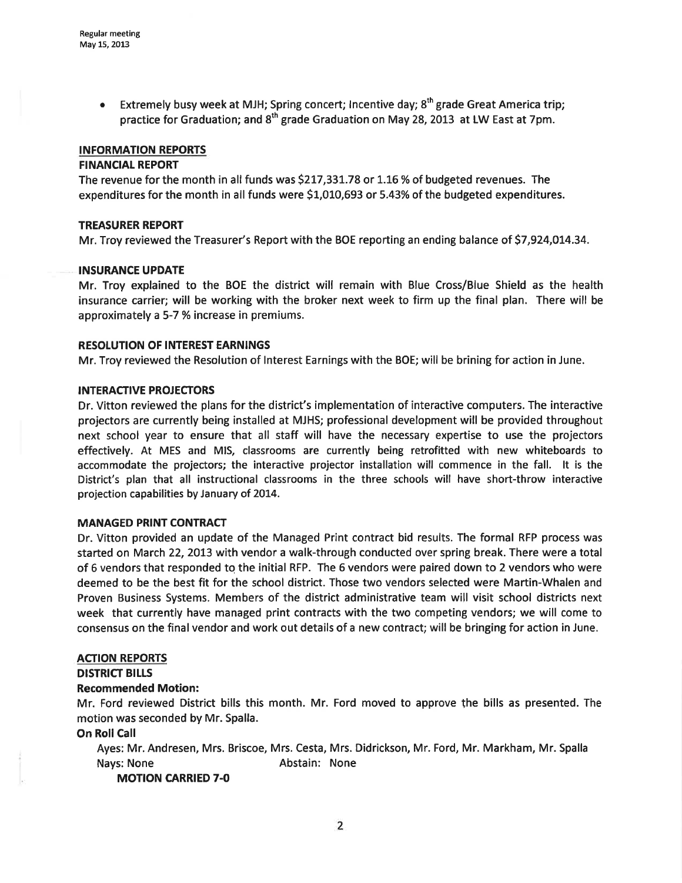- Extremely busy week at MJH; Spring concert; Incentive day; 8th grade Great America trip; practice for Graduation; and 8th grade Graduation on May 28, 2013 at LW East at 7pm.

## INFORMATION REPORTS

### FINANCIAL REPORT

The revenue for the month in all funds was $217,331.78 or 1.16 % of budgeted revenues. The expenditures for the month in all funds were $1,010,693 or 5.43% of the budgeted expenditures.

### TREASURER REPORT

Mr. Troy reviewed the Treasurer's Report with the BOE reporting an ending balance of $7,924,014.34.

### INSURANCE UPDATE

Mr. Troy explained to the BOE the district will remain with Blue Cross/Blue Shield as the health insurance carrier; will be working with the broker next week to firm up the final plan. There will be approximately a 5-7 % increase in premiums.

### RESOLUTION OF INTEREST EARNINGS

Mr. Troy reviewed the Resolution of Interest Earnings with the BOE; will be brining for action in June.

### INTERACTIVE PROJECTORS

Dr. Vitton reviewed the plans for the district's implementation of interactive computers. The interactive projectors are currently being installed at MJHS; professional development will be provided throughout next school year to ensure that all staff will have the necessary expertise to use the projectors effectively. At MES and MIS, classrooms are currently being retrofitted with new whiteboards to accommodate the projectors; the interactive projector installation will commence in the fall. It is the District's plan that all instructional classrooms in the three schools will have short-throw interactive projection capabilities by January of 2014.

### MANAGED PRINT CONTRACT

Dr. Vitton provided an update of the Managed Print contract bid results. The formal RFP process was started on March 22, 2013 with vendor a walk-through conducted over spring break. There were a total of 6 vendors that responded to the initial RFP. The 6 vendors were paired down to 2 vendors who were deemed to be the best fit for the school district. Those two vendors selected were Martin-Whalen and Proven Business Systems. Members of the district administrative team will visit school districts next week that currently have managed print contracts with the two competing vendors; we will come to consensus on the final vendor and work out details of a new contract; will be bringing for action in June.

## ACTION REPORTS

### DISTRICT BILLS

**Recommended Motion:**

Mr. Ford reviewed District bills this month. Mr. Ford moved to approve the bills as presented. The motion was seconded by Mr. Spalla.

**On Roll Call**

Ayes: Mr. Andresen, Mrs. Briscoe, Mrs. Cesta, Mrs. Didrickson, Mr. Ford, Mr. Markham, Mr. Spalla
Nays: None Abstain: None

**MOTION CARRIED 7-0**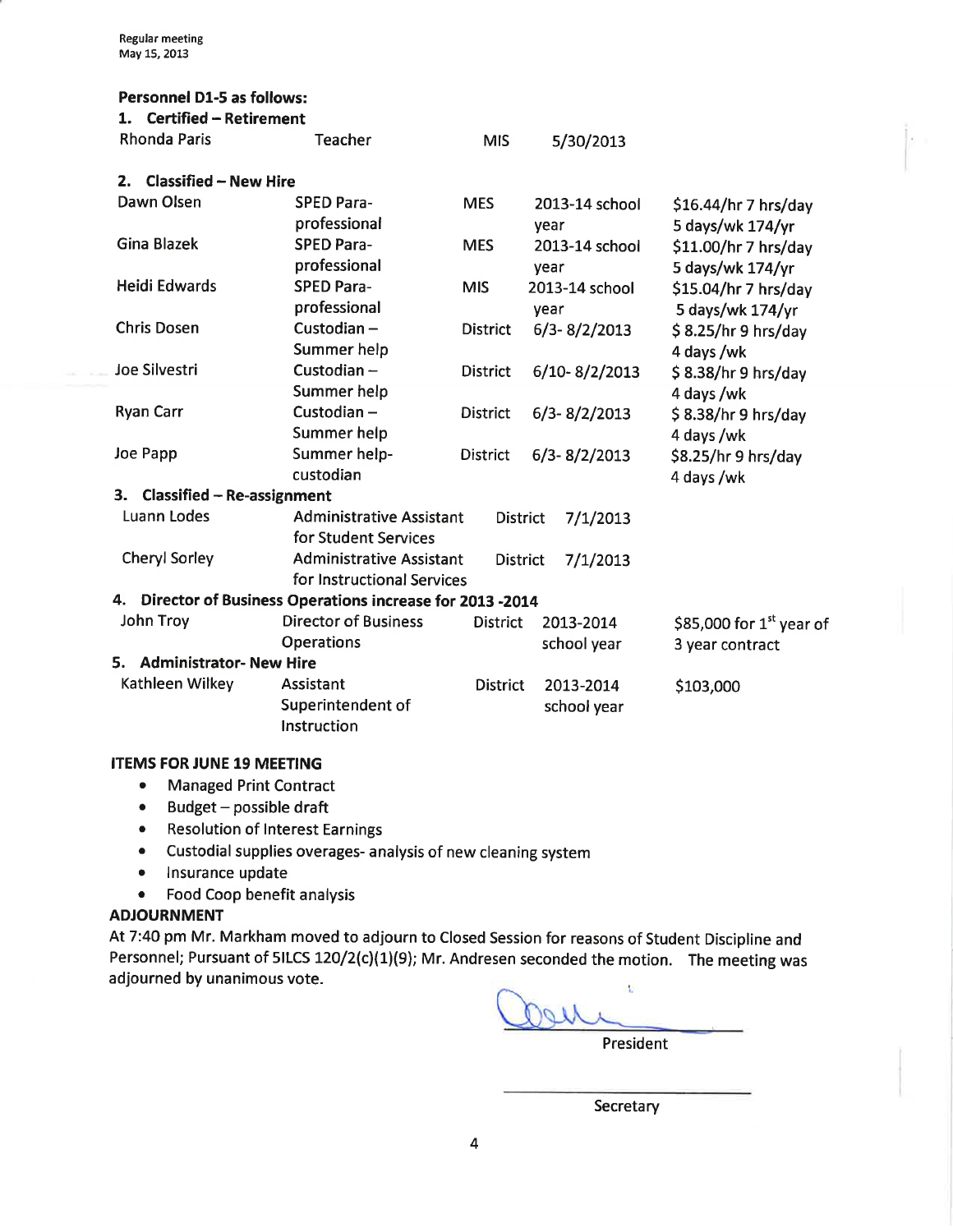Regular meeting
May 15, 2013

**Personnel D1-5 as follows:**

**1. Certified – Retirement**

| | | | | |
|---|---|---|---|---|
| Rhonda Paris | Teacher | MIS | 5/30/2013 | |

**2. Classified – New Hire**

| | | | | |
|---|---|---|---|---|
| Dawn Olsen | SPED Para-professional | MES | 2013-14 school year | $16.44/hr 7 hrs/day 5 days/wk 174/yr |
| Gina Blazek | SPED Para-professional | MES | 2013-14 school year | $11.00/hr 7 hrs/day 5 days/wk 174/yr |
| Heidi Edwards | SPED Para-professional | MIS | 2013-14 school year | $15.04/hr 7 hrs/day 5 days/wk 174/yr |
| Chris Dosen | Custodian – Summer help | District | 6/3- 8/2/2013 | $ 8.25/hr 9 hrs/day 4 days /wk |
| Joe Silvestri | Custodian – Summer help | District | 6/10- 8/2/2013 | $ 8.38/hr 9 hrs/day 4 days /wk |
| Ryan Carr | Custodian – Summer help | District | 6/3- 8/2/2013 | $ 8.38/hr 9 hrs/day 4 days /wk |
| Joe Papp | Summer help-custodian | District | 6/3- 8/2/2013 | $8.25/hr 9 hrs/day 4 days /wk |

**3. Classified – Re-assignment**

| | | | | |
|---|---|---|---|---|
| Luann Lodes | Administrative Assistant for Student Services | District | 7/1/2013 | |
| Cheryl Sorley | Administrative Assistant for Instructional Services | District | 7/1/2013 | |

**4. Director of Business Operations increase for 2013 -2014**

| | | | | |
|---|---|---|---|---|
| John Troy | Director of Business Operations | District | 2013-2014 school year | $85,000 for 1st year of 3 year contract |

**5. Administrator- New Hire**

| | | | | |
|---|---|---|---|---|
| Kathleen Wilkey | Assistant Superintendent of Instruction | District | 2013-2014 school year | $103,000 |

**ITEMS FOR JUNE 19 MEETING**

- Managed Print Contract
- Budget – possible draft
- Resolution of Interest Earnings
- Custodial supplies overages- analysis of new cleaning system
- Insurance update
- Food Coop benefit analysis

**ADJOURNMENT**

At 7:40 pm Mr. Markham moved to adjourn to Closed Session for reasons of Student Discipline and Personnel; Pursuant of 5ILCS 120/2(c)(1)(9); Mr. Andresen seconded the motion. The meeting was adjourned by unanimous vote.

President

Secretary